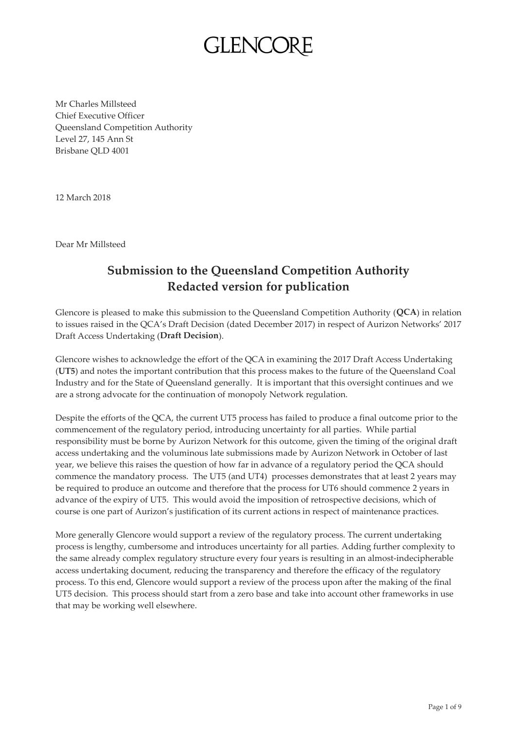GLENCORE

Mr Charles Millsteed
Chief Executive Officer
Queensland Competition Authority
Level 27, 145 Ann St
Brisbane QLD 4001

12 March 2018

Dear Mr Millsteed

## Submission to the Queensland Competition Authority
## Redacted version for publication

Glencore is pleased to make this submission to the Queensland Competition Authority (**QCA**) in relation to issues raised in the QCA's Draft Decision (dated December 2017) in respect of Aurizon Networks' 2017 Draft Access Undertaking (**Draft Decision**).

Glencore wishes to acknowledge the effort of the QCA in examining the 2017 Draft Access Undertaking (**UT5**) and notes the important contribution that this process makes to the future of the Queensland Coal Industry and for the State of Queensland generally. It is important that this oversight continues and we are a strong advocate for the continuation of monopoly Network regulation.

Despite the efforts of the QCA, the current UT5 process has failed to produce a final outcome prior to the commencement of the regulatory period, introducing uncertainty for all parties. While partial responsibility must be borne by Aurizon Network for this outcome, given the timing of the original draft access undertaking and the voluminous late submissions made by Aurizon Network in October of last year, we believe this raises the question of how far in advance of a regulatory period the QCA should commence the mandatory process. The UT5 (and UT4) processes demonstrates that at least 2 years may be required to produce an outcome and therefore that the process for UT6 should commence 2 years in advance of the expiry of UT5. This would avoid the imposition of retrospective decisions, which of course is one part of Aurizon's justification of its current actions in respect of maintenance practices.

More generally Glencore would support a review of the regulatory process. The current undertaking process is lengthy, cumbersome and introduces uncertainty for all parties. Adding further complexity to the same already complex regulatory structure every four years is resulting in an almost-indecipherable access undertaking document, reducing the transparency and therefore the efficacy of the regulatory process. To this end, Glencore would support a review of the process upon after the making of the final UT5 decision. This process should start from a zero base and take into account other frameworks in use that may be working well elsewhere.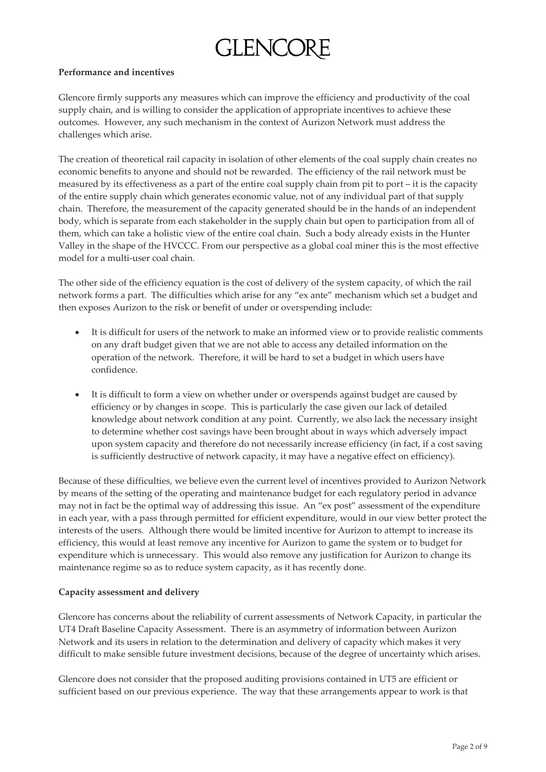**Performance and incentives**

Glencore firmly supports any measures which can improve the efficiency and productivity of the coal supply chain, and is willing to consider the application of appropriate incentives to achieve these outcomes. However, any such mechanism in the context of Aurizon Network must address the challenges which arise.

The creation of theoretical rail capacity in isolation of other elements of the coal supply chain creates no economic benefits to anyone and should not be rewarded. The efficiency of the rail network must be measured by its effectiveness as a part of the entire coal supply chain from pit to port – it is the capacity of the entire supply chain which generates economic value, not of any individual part of that supply chain. Therefore, the measurement of the capacity generated should be in the hands of an independent body, which is separate from each stakeholder in the supply chain but open to participation from all of them, which can take a holistic view of the entire coal chain. Such a body already exists in the Hunter Valley in the shape of the HVCCC. From our perspective as a global coal miner this is the most effective model for a multi-user coal chain.

The other side of the efficiency equation is the cost of delivery of the system capacity, of which the rail network forms a part. The difficulties which arise for any "ex ante" mechanism which set a budget and then exposes Aurizon to the risk or benefit of under or overspending include:

- It is difficult for users of the network to make an informed view or to provide realistic comments on any draft budget given that we are not able to access any detailed information on the operation of the network. Therefore, it will be hard to set a budget in which users have confidence.
- It is difficult to form a view on whether under or overspends against budget are caused by efficiency or by changes in scope. This is particularly the case given our lack of detailed knowledge about network condition at any point. Currently, we also lack the necessary insight to determine whether cost savings have been brought about in ways which adversely impact upon system capacity and therefore do not necessarily increase efficiency (in fact, if a cost saving is sufficiently destructive of network capacity, it may have a negative effect on efficiency).

Because of these difficulties, we believe even the current level of incentives provided to Aurizon Network by means of the setting of the operating and maintenance budget for each regulatory period in advance may not in fact be the optimal way of addressing this issue. An "ex post" assessment of the expenditure in each year, with a pass through permitted for efficient expenditure, would in our view better protect the interests of the users. Although there would be limited incentive for Aurizon to attempt to increase its efficiency, this would at least remove any incentive for Aurizon to game the system or to budget for expenditure which is unnecessary. This would also remove any justification for Aurizon to change its maintenance regime so as to reduce system capacity, as it has recently done.

**Capacity assessment and delivery**

Glencore has concerns about the reliability of current assessments of Network Capacity, in particular the UT4 Draft Baseline Capacity Assessment. There is an asymmetry of information between Aurizon Network and its users in relation to the determination and delivery of capacity which makes it very difficult to make sensible future investment decisions, because of the degree of uncertainty which arises.

Glencore does not consider that the proposed auditing provisions contained in UT5 are efficient or sufficient based on our previous experience. The way that these arrangements appear to work is that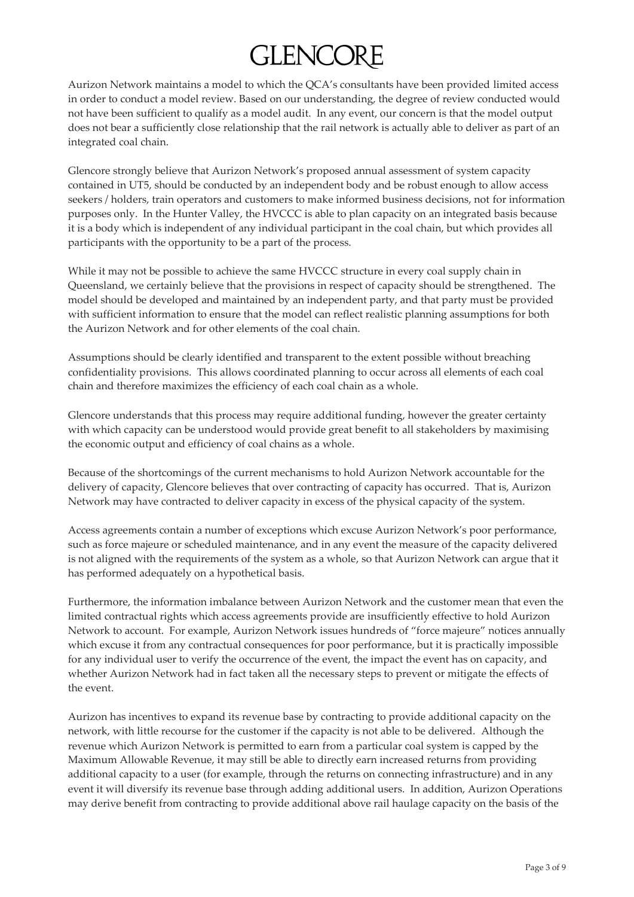Aurizon Network maintains a model to which the QCA's consultants have been provided limited access in order to conduct a model review. Based on our understanding, the degree of review conducted would not have been sufficient to qualify as a model audit. In any event, our concern is that the model output does not bear a sufficiently close relationship that the rail network is actually able to deliver as part of an integrated coal chain.

Glencore strongly believe that Aurizon Network's proposed annual assessment of system capacity contained in UT5, should be conducted by an independent body and be robust enough to allow access seekers / holders, train operators and customers to make informed business decisions, not for information purposes only. In the Hunter Valley, the HVCCC is able to plan capacity on an integrated basis because it is a body which is independent of any individual participant in the coal chain, but which provides all participants with the opportunity to be a part of the process.

While it may not be possible to achieve the same HVCCC structure in every coal supply chain in Queensland, we certainly believe that the provisions in respect of capacity should be strengthened. The model should be developed and maintained by an independent party, and that party must be provided with sufficient information to ensure that the model can reflect realistic planning assumptions for both the Aurizon Network and for other elements of the coal chain.

Assumptions should be clearly identified and transparent to the extent possible without breaching confidentiality provisions. This allows coordinated planning to occur across all elements of each coal chain and therefore maximizes the efficiency of each coal chain as a whole.

Glencore understands that this process may require additional funding, however the greater certainty with which capacity can be understood would provide great benefit to all stakeholders by maximising the economic output and efficiency of coal chains as a whole.

Because of the shortcomings of the current mechanisms to hold Aurizon Network accountable for the delivery of capacity, Glencore believes that over contracting of capacity has occurred. That is, Aurizon Network may have contracted to deliver capacity in excess of the physical capacity of the system.

Access agreements contain a number of exceptions which excuse Aurizon Network's poor performance, such as force majeure or scheduled maintenance, and in any event the measure of the capacity delivered is not aligned with the requirements of the system as a whole, so that Aurizon Network can argue that it has performed adequately on a hypothetical basis.

Furthermore, the information imbalance between Aurizon Network and the customer mean that even the limited contractual rights which access agreements provide are insufficiently effective to hold Aurizon Network to account. For example, Aurizon Network issues hundreds of "force majeure" notices annually which excuse it from any contractual consequences for poor performance, but it is practically impossible for any individual user to verify the occurrence of the event, the impact the event has on capacity, and whether Aurizon Network had in fact taken all the necessary steps to prevent or mitigate the effects of the event.

Aurizon has incentives to expand its revenue base by contracting to provide additional capacity on the network, with little recourse for the customer if the capacity is not able to be delivered. Although the revenue which Aurizon Network is permitted to earn from a particular coal system is capped by the Maximum Allowable Revenue, it may still be able to directly earn increased returns from providing additional capacity to a user (for example, through the returns on connecting infrastructure) and in any event it will diversify its revenue base through adding additional users. In addition, Aurizon Operations may derive benefit from contracting to provide additional above rail haulage capacity on the basis of the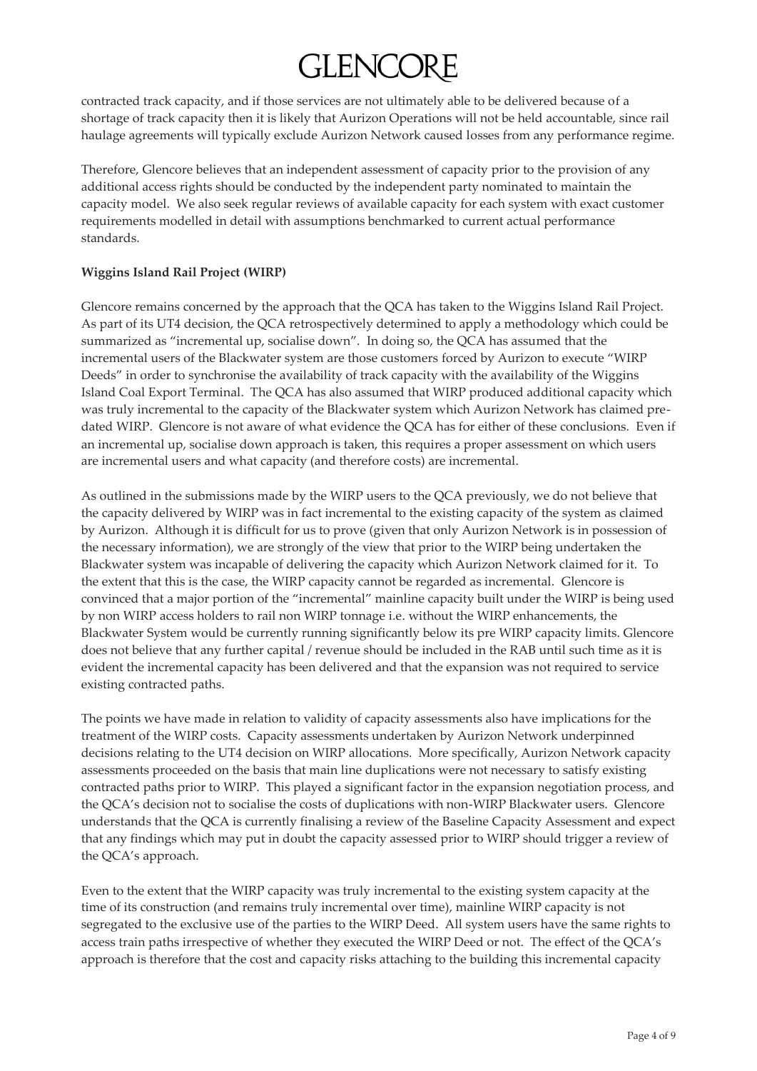contracted track capacity, and if those services are not ultimately able to be delivered because of a shortage of track capacity then it is likely that Aurizon Operations will not be held accountable, since rail haulage agreements will typically exclude Aurizon Network caused losses from any performance regime.

Therefore, Glencore believes that an independent assessment of capacity prior to the provision of any additional access rights should be conducted by the independent party nominated to maintain the capacity model. We also seek regular reviews of available capacity for each system with exact customer requirements modelled in detail with assumptions benchmarked to current actual performance standards.

**Wiggins Island Rail Project (WIRP)**

Glencore remains concerned by the approach that the QCA has taken to the Wiggins Island Rail Project. As part of its UT4 decision, the QCA retrospectively determined to apply a methodology which could be summarized as "incremental up, socialise down". In doing so, the QCA has assumed that the incremental users of the Blackwater system are those customers forced by Aurizon to execute "WIRP Deeds" in order to synchronise the availability of track capacity with the availability of the Wiggins Island Coal Export Terminal. The QCA has also assumed that WIRP produced additional capacity which was truly incremental to the capacity of the Blackwater system which Aurizon Network has claimed pre-dated WIRP. Glencore is not aware of what evidence the QCA has for either of these conclusions. Even if an incremental up, socialise down approach is taken, this requires a proper assessment on which users are incremental users and what capacity (and therefore costs) are incremental.

As outlined in the submissions made by the WIRP users to the QCA previously, we do not believe that the capacity delivered by WIRP was in fact incremental to the existing capacity of the system as claimed by Aurizon. Although it is difficult for us to prove (given that only Aurizon Network is in possession of the necessary information), we are strongly of the view that prior to the WIRP being undertaken the Blackwater system was incapable of delivering the capacity which Aurizon Network claimed for it. To the extent that this is the case, the WIRP capacity cannot be regarded as incremental. Glencore is convinced that a major portion of the "incremental" mainline capacity built under the WIRP is being used by non WIRP access holders to rail non WIRP tonnage i.e. without the WIRP enhancements, the Blackwater System would be currently running significantly below its pre WIRP capacity limits. Glencore does not believe that any further capital / revenue should be included in the RAB until such time as it is evident the incremental capacity has been delivered and that the expansion was not required to service existing contracted paths.

The points we have made in relation to validity of capacity assessments also have implications for the treatment of the WIRP costs. Capacity assessments undertaken by Aurizon Network underpinned decisions relating to the UT4 decision on WIRP allocations. More specifically, Aurizon Network capacity assessments proceeded on the basis that main line duplications were not necessary to satisfy existing contracted paths prior to WIRP. This played a significant factor in the expansion negotiation process, and the QCA's decision not to socialise the costs of duplications with non-WIRP Blackwater users. Glencore understands that the QCA is currently finalising a review of the Baseline Capacity Assessment and expect that any findings which may put in doubt the capacity assessed prior to WIRP should trigger a review of the QCA's approach.

Even to the extent that the WIRP capacity was truly incremental to the existing system capacity at the time of its construction (and remains truly incremental over time), mainline WIRP capacity is not segregated to the exclusive use of the parties to the WIRP Deed. All system users have the same rights to access train paths irrespective of whether they executed the WIRP Deed or not. The effect of the QCA's approach is therefore that the cost and capacity risks attaching to the building this incremental capacity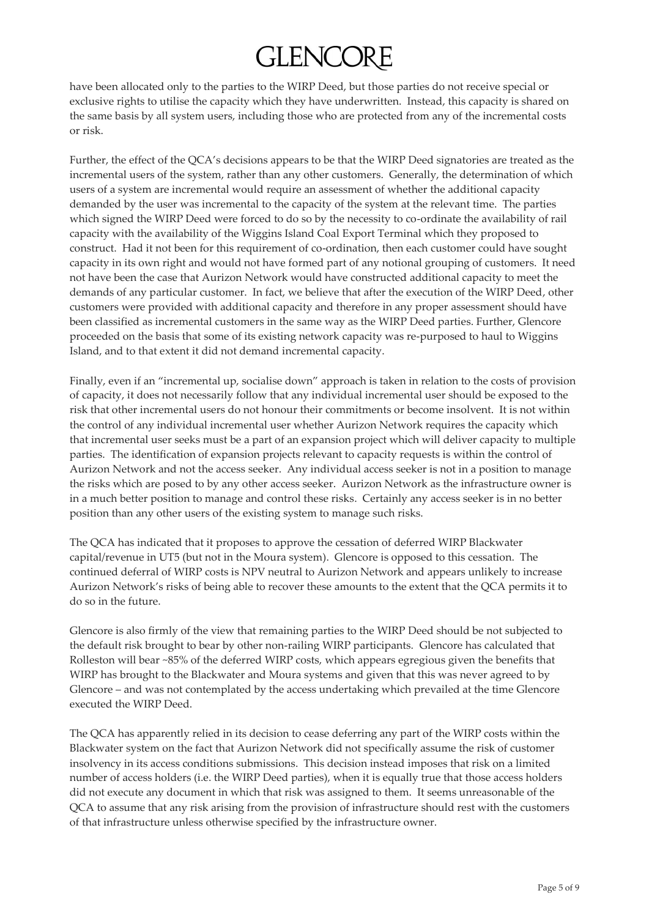have been allocated only to the parties to the WIRP Deed, but those parties do not receive special or exclusive rights to utilise the capacity which they have underwritten. Instead, this capacity is shared on the same basis by all system users, including those who are protected from any of the incremental costs or risk.

Further, the effect of the QCA's decisions appears to be that the WIRP Deed signatories are treated as the incremental users of the system, rather than any other customers. Generally, the determination of which users of a system are incremental would require an assessment of whether the additional capacity demanded by the user was incremental to the capacity of the system at the relevant time. The parties which signed the WIRP Deed were forced to do so by the necessity to co-ordinate the availability of rail capacity with the availability of the Wiggins Island Coal Export Terminal which they proposed to construct. Had it not been for this requirement of co-ordination, then each customer could have sought capacity in its own right and would not have formed part of any notional grouping of customers. It need not have been the case that Aurizon Network would have constructed additional capacity to meet the demands of any particular customer. In fact, we believe that after the execution of the WIRP Deed, other customers were provided with additional capacity and therefore in any proper assessment should have been classified as incremental customers in the same way as the WIRP Deed parties. Further, Glencore proceeded on the basis that some of its existing network capacity was re-purposed to haul to Wiggins Island, and to that extent it did not demand incremental capacity.

Finally, even if an "incremental up, socialise down" approach is taken in relation to the costs of provision of capacity, it does not necessarily follow that any individual incremental user should be exposed to the risk that other incremental users do not honour their commitments or become insolvent. It is not within the control of any individual incremental user whether Aurizon Network requires the capacity which that incremental user seeks must be a part of an expansion project which will deliver capacity to multiple parties. The identification of expansion projects relevant to capacity requests is within the control of Aurizon Network and not the access seeker. Any individual access seeker is not in a position to manage the risks which are posed to by any other access seeker. Aurizon Network as the infrastructure owner is in a much better position to manage and control these risks. Certainly any access seeker is in no better position than any other users of the existing system to manage such risks.

The QCA has indicated that it proposes to approve the cessation of deferred WIRP Blackwater capital/revenue in UT5 (but not in the Moura system). Glencore is opposed to this cessation. The continued deferral of WIRP costs is NPV neutral to Aurizon Network and appears unlikely to increase Aurizon Network's risks of being able to recover these amounts to the extent that the QCA permits it to do so in the future.

Glencore is also firmly of the view that remaining parties to the WIRP Deed should be not subjected to the default risk brought to bear by other non-railing WIRP participants. Glencore has calculated that Rolleston will bear ~85% of the deferred WIRP costs, which appears egregious given the benefits that WIRP has brought to the Blackwater and Moura systems and given that this was never agreed to by Glencore – and was not contemplated by the access undertaking which prevailed at the time Glencore executed the WIRP Deed.

The QCA has apparently relied in its decision to cease deferring any part of the WIRP costs within the Blackwater system on the fact that Aurizon Network did not specifically assume the risk of customer insolvency in its access conditions submissions. This decision instead imposes that risk on a limited number of access holders (i.e. the WIRP Deed parties), when it is equally true that those access holders did not execute any document in which that risk was assigned to them. It seems unreasonable of the QCA to assume that any risk arising from the provision of infrastructure should rest with the customers of that infrastructure unless otherwise specified by the infrastructure owner.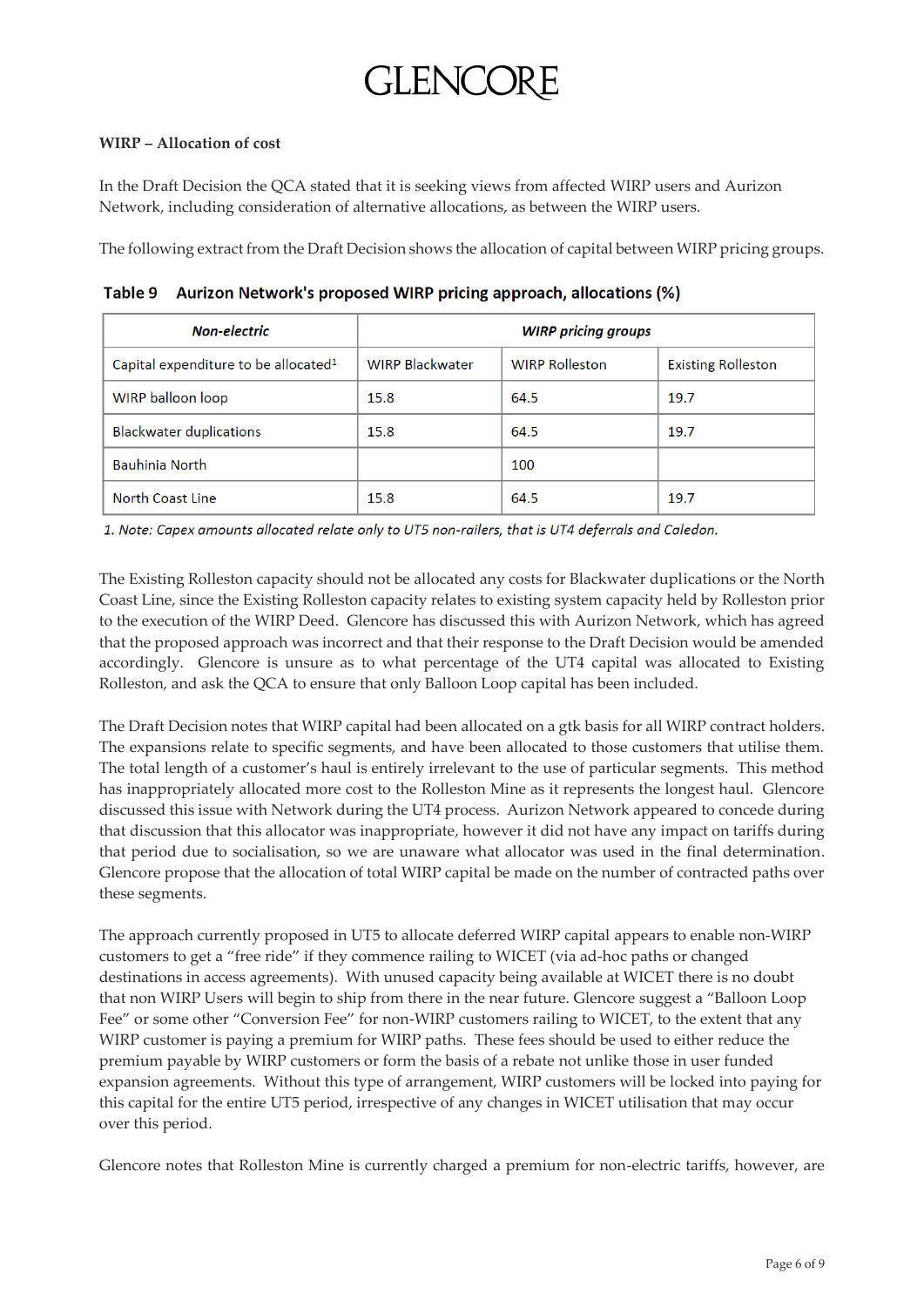**WIRP – Allocation of cost**

In the Draft Decision the QCA stated that it is seeking views from affected WIRP users and Aurizon Network, including consideration of alternative allocations, as between the WIRP users.

The following extract from the Draft Decision shows the allocation of capital between WIRP pricing groups.

**Table 9 Aurizon Network's proposed WIRP pricing approach, allocations (%)**

| *Non-electric* | *WIRP pricing groups* | | |
|---|---|---|---|
| Capital expenditure to be allocated[1] | WIRP Blackwater | WIRP Rolleston | Existing Rolleston |
| WIRP balloon loop | 15.8 | 64.5 | 19.7 |
| Blackwater duplications | 15.8 | 64.5 | 19.7 |
| Bauhinia North | | 100 | |
| North Coast Line | 15.8 | 64.5 | 19.7 |

*1. Note: Capex amounts allocated relate only to UT5 non-railers, that is UT4 deferrals and Caledon.*

The Existing Rolleston capacity should not be allocated any costs for Blackwater duplications or the North Coast Line, since the Existing Rolleston capacity relates to existing system capacity held by Rolleston prior to the execution of the WIRP Deed. Glencore has discussed this with Aurizon Network, which has agreed that the proposed approach was incorrect and that their response to the Draft Decision would be amended accordingly. Glencore is unsure as to what percentage of the UT4 capital was allocated to Existing Rolleston, and ask the QCA to ensure that only Balloon Loop capital has been included.

The Draft Decision notes that WIRP capital had been allocated on a gtk basis for all WIRP contract holders. The expansions relate to specific segments, and have been allocated to those customers that utilise them. The total length of a customer's haul is entirely irrelevant to the use of particular segments. This method has inappropriately allocated more cost to the Rolleston Mine as it represents the longest haul. Glencore discussed this issue with Network during the UT4 process. Aurizon Network appeared to concede during that discussion that this allocator was inappropriate, however it did not have any impact on tariffs during that period due to socialisation, so we are unaware what allocator was used in the final determination. Glencore propose that the allocation of total WIRP capital be made on the number of contracted paths over these segments.

The approach currently proposed in UT5 to allocate deferred WIRP capital appears to enable non-WIRP customers to get a "free ride" if they commence railing to WICET (via ad-hoc paths or changed destinations in access agreements). With unused capacity being available at WICET there is no doubt that non WIRP Users will begin to ship from there in the near future. Glencore suggest a "Balloon Loop Fee" or some other "Conversion Fee" for non-WIRP customers railing to WICET, to the extent that any WIRP customer is paying a premium for WIRP paths. These fees should be used to either reduce the premium payable by WIRP customers or form the basis of a rebate not unlike those in user funded expansion agreements. Without this type of arrangement, WIRP customers will be locked into paying for this capital for the entire UT5 period, irrespective of any changes in WICET utilisation that may occur over this period.

Glencore notes that Rolleston Mine is currently charged a premium for non-electric tariffs, however, are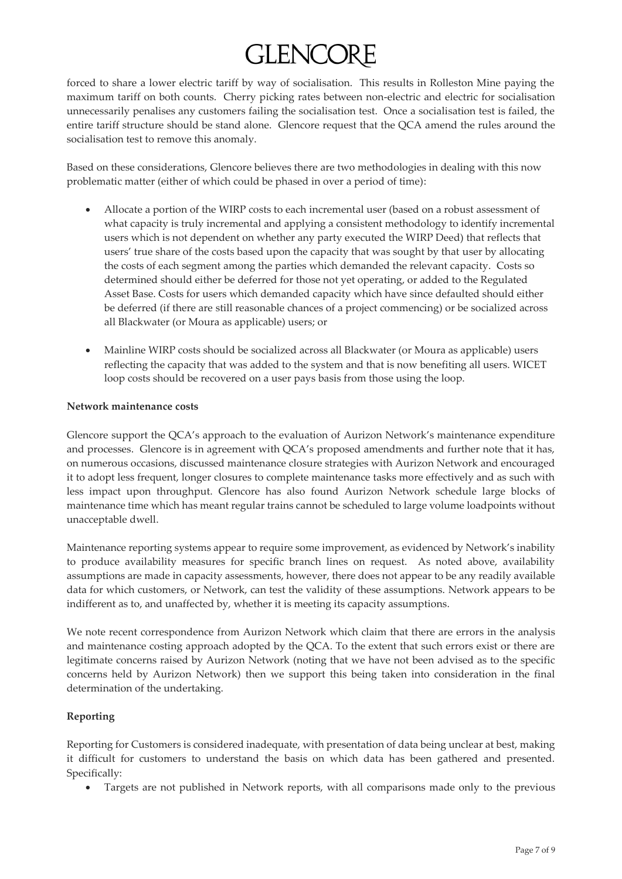forced to share a lower electric tariff by way of socialisation. This results in Rolleston Mine paying the maximum tariff on both counts. Cherry picking rates between non-electric and electric for socialisation unnecessarily penalises any customers failing the socialisation test. Once a socialisation test is failed, the entire tariff structure should be stand alone. Glencore request that the QCA amend the rules around the socialisation test to remove this anomaly.

Based on these considerations, Glencore believes there are two methodologies in dealing with this now problematic matter (either of which could be phased in over a period of time):

- Allocate a portion of the WIRP costs to each incremental user (based on a robust assessment of what capacity is truly incremental and applying a consistent methodology to identify incremental users which is not dependent on whether any party executed the WIRP Deed) that reflects that users' true share of the costs based upon the capacity that was sought by that user by allocating the costs of each segment among the parties which demanded the relevant capacity. Costs so determined should either be deferred for those not yet operating, or added to the Regulated Asset Base. Costs for users which demanded capacity which have since defaulted should either be deferred (if there are still reasonable chances of a project commencing) or be socialized across all Blackwater (or Moura as applicable) users; or

- Mainline WIRP costs should be socialized across all Blackwater (or Moura as applicable) users reflecting the capacity that was added to the system and that is now benefiting all users. WICET loop costs should be recovered on a user pays basis from those using the loop.

**Network maintenance costs**

Glencore support the QCA's approach to the evaluation of Aurizon Network's maintenance expenditure and processes. Glencore is in agreement with QCA's proposed amendments and further note that it has, on numerous occasions, discussed maintenance closure strategies with Aurizon Network and encouraged it to adopt less frequent, longer closures to complete maintenance tasks more effectively and as such with less impact upon throughput. Glencore has also found Aurizon Network schedule large blocks of maintenance time which has meant regular trains cannot be scheduled to large volume loadpoints without unacceptable dwell.

Maintenance reporting systems appear to require some improvement, as evidenced by Network's inability to produce availability measures for specific branch lines on request. As noted above, availability assumptions are made in capacity assessments, however, there does not appear to be any readily available data for which customers, or Network, can test the validity of these assumptions. Network appears to be indifferent as to, and unaffected by, whether it is meeting its capacity assumptions.

We note recent correspondence from Aurizon Network which claim that there are errors in the analysis and maintenance costing approach adopted by the QCA. To the extent that such errors exist or there are legitimate concerns raised by Aurizon Network (noting that we have not been advised as to the specific concerns held by Aurizon Network) then we support this being taken into consideration in the final determination of the undertaking.

**Reporting**

Reporting for Customers is considered inadequate, with presentation of data being unclear at best, making it difficult for customers to understand the basis on which data has been gathered and presented. Specifically:

- Targets are not published in Network reports, with all comparisons made only to the previous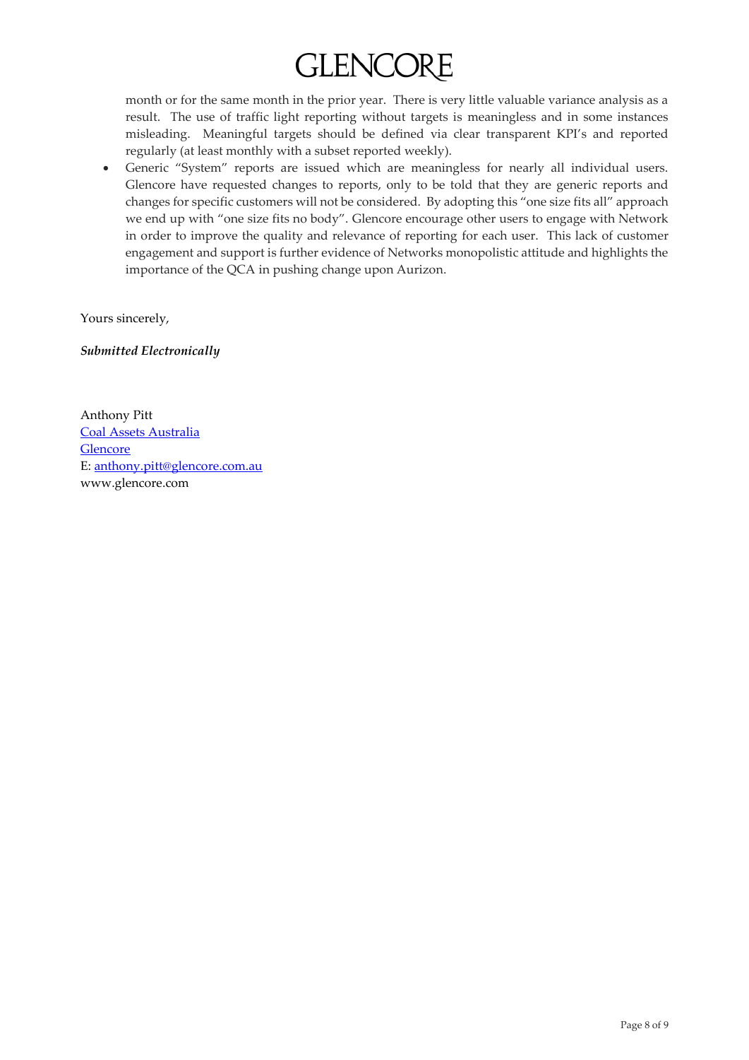month or for the same month in the prior year. There is very little valuable variance analysis as a result. The use of traffic light reporting without targets is meaningless and in some instances misleading. Meaningful targets should be defined via clear transparent KPI's and reported regularly (at least monthly with a subset reported weekly).

- Generic "System" reports are issued which are meaningless for nearly all individual users. Glencore have requested changes to reports, only to be told that they are generic reports and changes for specific customers will not be considered. By adopting this "one size fits all" approach we end up with "one size fits no body". Glencore encourage other users to engage with Network in order to improve the quality and relevance of reporting for each user. This lack of customer engagement and support is further evidence of Networks monopolistic attitude and highlights the importance of the QCA in pushing change upon Aurizon.

Yours sincerely,

***Submitted Electronically***

Anthony Pitt
Coal Assets Australia
Glencore
E: anthony.pitt@glencore.com.au
www.glencore.com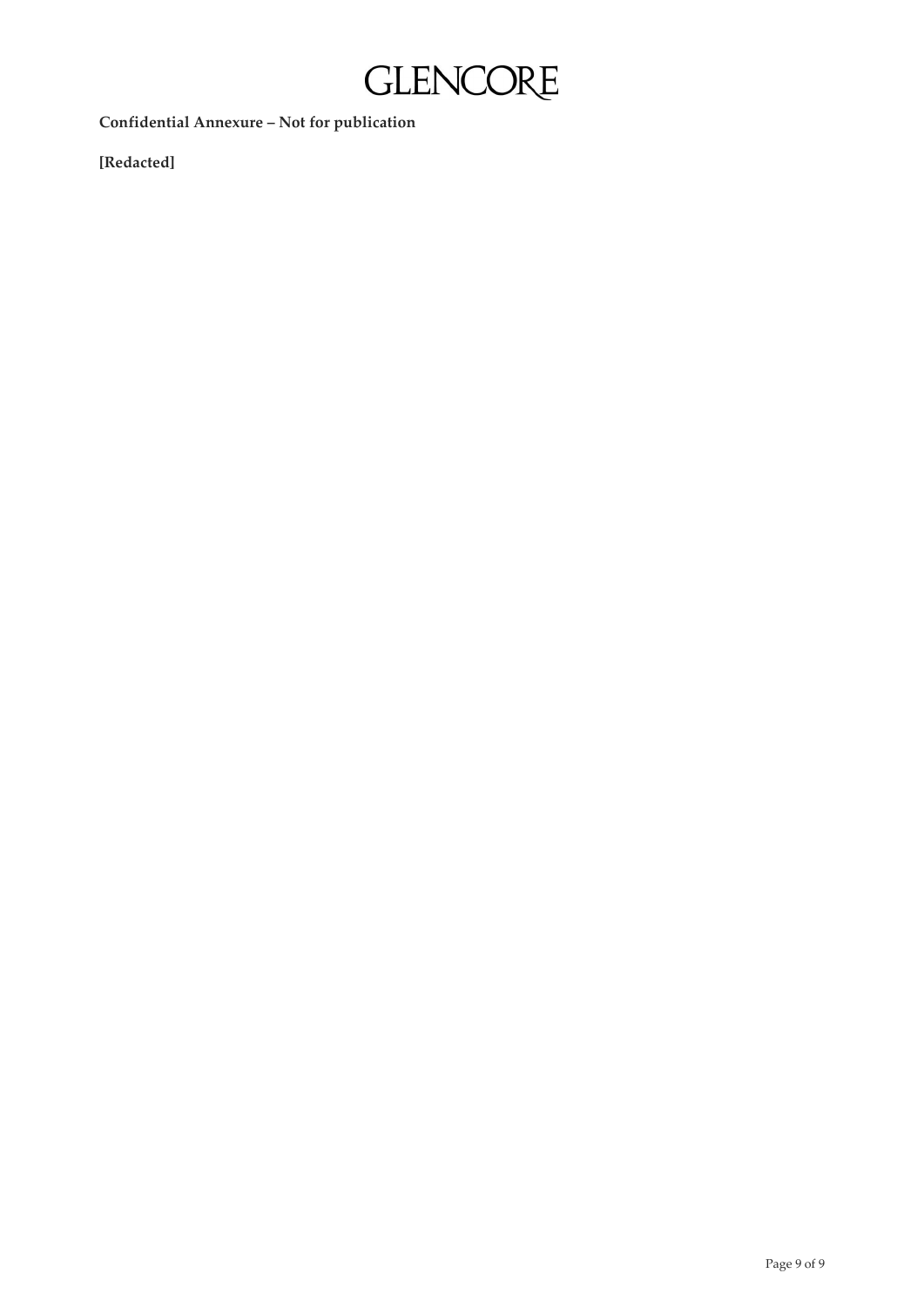**Confidential Annexure – Not for publication**

**[Redacted]**